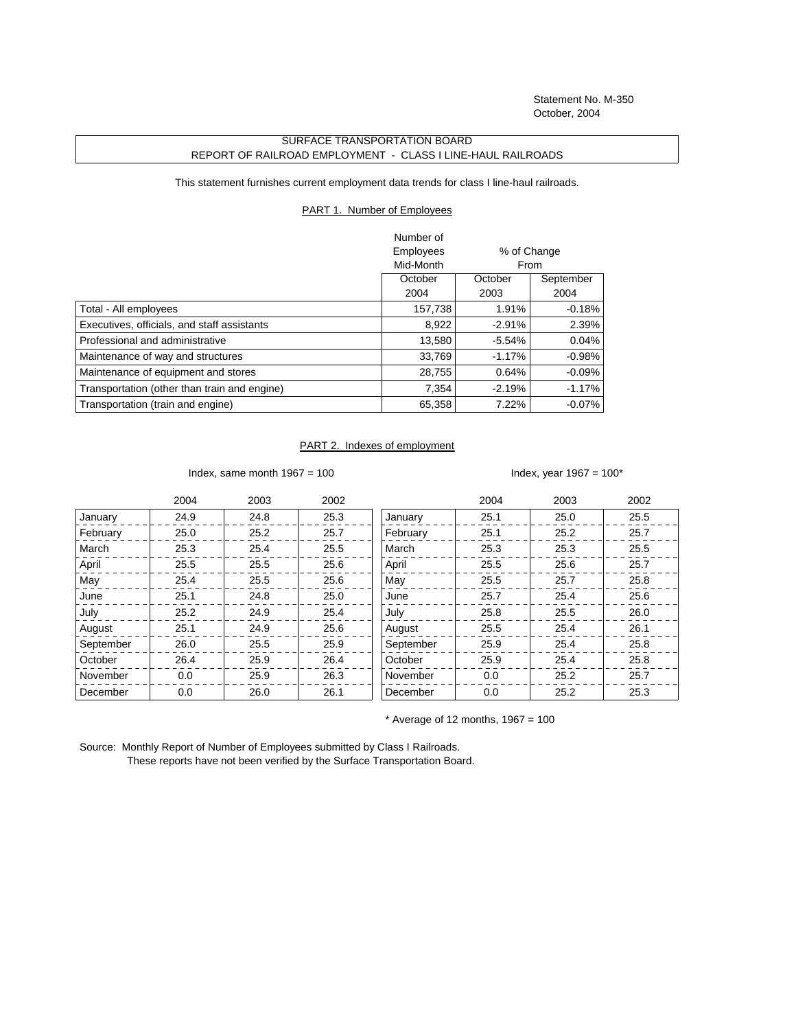Statement No. M-350
October, 2004

# SURFACE TRANSPORTATION BOARD
## REPORT OF RAILROAD EMPLOYMENT - CLASS I LINE-HAUL RAILROADS

This statement furnishes current employment data trends for class I line-haul railroads.

### PART 1. Number of Employees

| | Number of Employees Mid-Month | % of Change From | |
|---|---|---|---|
| | October 2004 | October 2003 | September 2004 |
| Total - All employees | 157,738 | 1.91% | -0.18% |
| Executives, officials, and staff assistants | 8,922 | -2.91% | 2.39% |
| Professional and administrative | 13,580 | -5.54% | 0.04% |
| Maintenance of way and structures | 33,769 | -1.17% | -0.98% |
| Maintenance of equipment and stores | 28,755 | 0.64% | -0.09% |
| Transportation (other than train and engine) | 7,354 | -2.19% | -1.17% |
| Transportation (train and engine) | 65,358 | 7.22% | -0.07% |

### PART 2. Indexes of employment

Index, same month 1967 = 100

| | 2004 | 2003 | 2002 |
|---|---|---|---|
| January | 24.9 | 24.8 | 25.3 |
| February | 25.0 | 25.2 | 25.7 |
| March | 25.3 | 25.4 | 25.5 |
| April | 25.5 | 25.5 | 25.6 |
| May | 25.4 | 25.5 | 25.6 |
| June | 25.1 | 24.8 | 25.0 |
| July | 25.2 | 24.9 | 25.4 |
| August | 25.1 | 24.9 | 25.6 |
| September | 26.0 | 25.5 | 25.9 |
| October | 26.4 | 25.9 | 26.4 |
| November | 0.0 | 25.9 | 26.3 |
| December | 0.0 | 26.0 | 26.1 |

Index, year 1967 = 100*

| | 2004 | 2003 | 2002 |
|---|---|---|---|
| January | 25.1 | 25.0 | 25.5 |
| February | 25.1 | 25.2 | 25.7 |
| March | 25.3 | 25.3 | 25.5 |
| April | 25.5 | 25.6 | 25.7 |
| May | 25.5 | 25.7 | 25.8 |
| June | 25.7 | 25.4 | 25.6 |
| July | 25.8 | 25.5 | 26.0 |
| August | 25.5 | 25.4 | 26.1 |
| September | 25.9 | 25.4 | 25.8 |
| October | 25.9 | 25.4 | 25.8 |
| November | 0.0 | 25.2 | 25.7 |
| December | 0.0 | 25.2 | 25.3 |

* Average of 12 months, 1967 = 100

Source: Monthly Report of Number of Employees submitted by Class I Railroads.
These reports have not been verified by the Surface Transportation Board.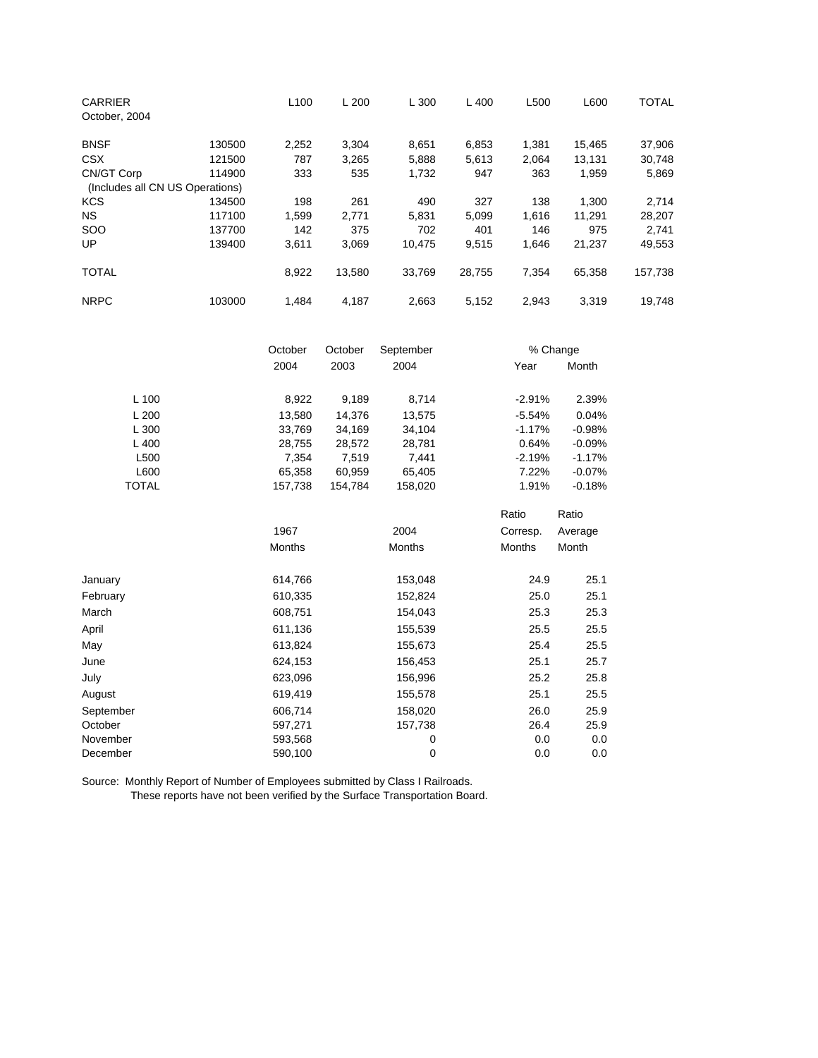| CARRIER<br>October, 2004 | | L100 | L 200 | L 300 | L 400 | L500 | L600 | TOTAL |
|---|---|---|---|---|---|---|---|---|
| BNSF | 130500 | 2,252 | 3,304 | 8,651 | 6,853 | 1,381 | 15,465 | 37,906 |
| CSX | 121500 | 787 | 3,265 | 5,888 | 5,613 | 2,064 | 13,131 | 30,748 |
| CN/GT Corp<br>(Includes all CN US Operations) | 114900 | 333 | 535 | 1,732 | 947 | 363 | 1,959 | 5,869 |
| KCS | 134500 | 198 | 261 | 490 | 327 | 138 | 1,300 | 2,714 |
| NS | 117100 | 1,599 | 2,771 | 5,831 | 5,099 | 1,616 | 11,291 | 28,207 |
| SOO | 137700 | 142 | 375 | 702 | 401 | 146 | 975 | 2,741 |
| UP | 139400 | 3,611 | 3,069 | 10,475 | 9,515 | 1,646 | 21,237 | 49,553 |
| TOTAL | | 8,922 | 13,580 | 33,769 | 28,755 | 7,354 | 65,358 | 157,738 |
| NRPC | 103000 | 1,484 | 4,187 | 2,663 | 5,152 | 2,943 | 3,319 | 19,748 |

| | October 2004 | October 2003 | September 2004 | % Change Year | % Change Month |
|---|---|---|---|---|---|
| L 100 | 8,922 | 9,189 | 8,714 | -2.91% | 2.39% |
| L 200 | 13,580 | 14,376 | 13,575 | -5.54% | 0.04% |
| L 300 | 33,769 | 34,169 | 34,104 | -1.17% | -0.98% |
| L 400 | 28,755 | 28,572 | 28,781 | 0.64% | -0.09% |
| L500 | 7,354 | 7,519 | 7,441 | -2.19% | -1.17% |
| L600 | 65,358 | 60,959 | 65,405 | 7.22% | -0.07% |
| TOTAL | 157,738 | 154,784 | 158,020 | 1.91% | -0.18% |

| | 1967 Months | 2004 Months | Ratio Corresp. Months | Ratio Average Month |
|---|---|---|---|---|
| January | 614,766 | 153,048 | 24.9 | 25.1 |
| February | 610,335 | 152,824 | 25.0 | 25.1 |
| March | 608,751 | 154,043 | 25.3 | 25.3 |
| April | 611,136 | 155,539 | 25.5 | 25.5 |
| May | 613,824 | 155,673 | 25.4 | 25.5 |
| June | 624,153 | 156,453 | 25.1 | 25.7 |
| July | 623,096 | 156,996 | 25.2 | 25.8 |
| August | 619,419 | 155,578 | 25.1 | 25.5 |
| September | 606,714 | 158,020 | 26.0 | 25.9 |
| October | 597,271 | 157,738 | 26.4 | 25.9 |
| November | 593,568 | 0 | 0.0 | 0.0 |
| December | 590,100 | 0 | 0.0 | 0.0 |

Source: Monthly Report of Number of Employees submitted by Class I Railroads.
These reports have not been verified by the Surface Transportation Board.